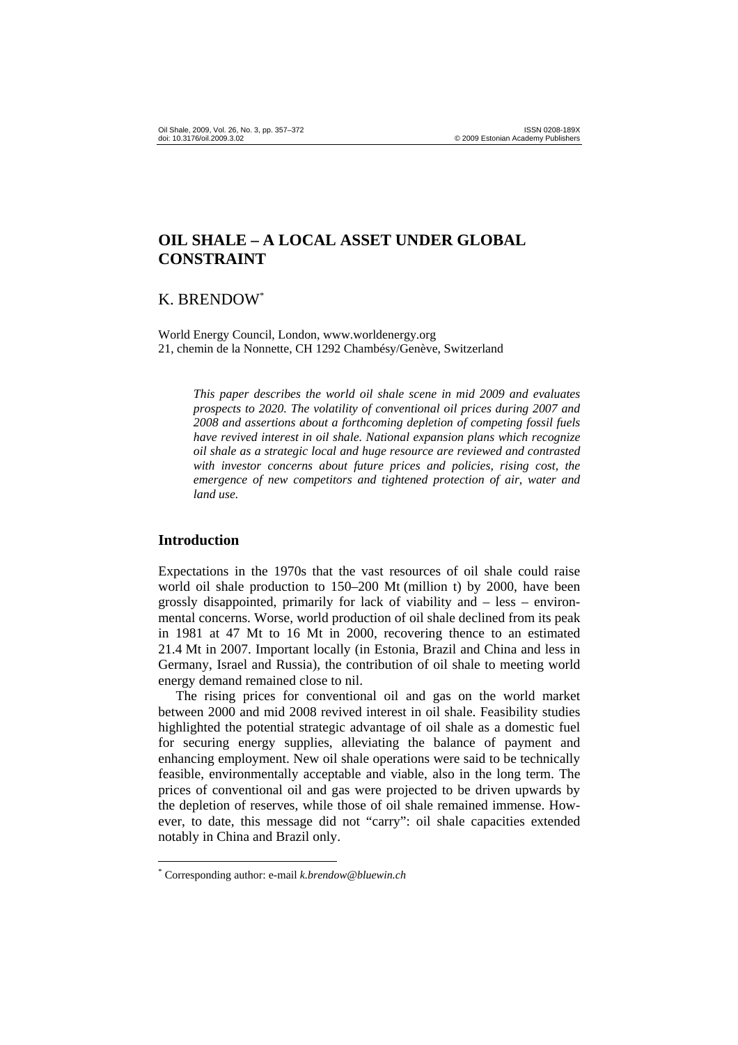# OIL SHALE – A LOCAL ASSET UNDER GLOBAL CONSTRAINT

K. BRENDOW[*]

World Energy Council, London, www.worldenergy.org
21, chemin de la Nonnette, CH 1292 Chambésy/Genève, Switzerland

*This paper describes the world oil shale scene in mid 2009 and evaluates prospects to 2020. The volatility of conventional oil prices during 2007 and 2008 and assertions about a forthcoming depletion of competing fossil fuels have revived interest in oil shale. National expansion plans which recognize oil shale as a strategic local and huge resource are reviewed and contrasted with investor concerns about future prices and policies, rising cost, the emergence of new competitors and tightened protection of air, water and land use.*

## Introduction

Expectations in the 1970s that the vast resources of oil shale could raise world oil shale production to 150–200 Mt (million t) by 2000, have been grossly disappointed, primarily for lack of viability and – less – environmental concerns. Worse, world production of oil shale declined from its peak in 1981 at 47 Mt to 16 Mt in 2000, recovering thence to an estimated 21.4 Mt in 2007. Important locally (in Estonia, Brazil and China and less in Germany, Israel and Russia), the contribution of oil shale to meeting world energy demand remained close to nil.

The rising prices for conventional oil and gas on the world market between 2000 and mid 2008 revived interest in oil shale. Feasibility studies highlighted the potential strategic advantage of oil shale as a domestic fuel for securing energy supplies, alleviating the balance of payment and enhancing employment. New oil shale operations were said to be technically feasible, environmentally acceptable and viable, also in the long term. The prices of conventional oil and gas were projected to be driven upwards by the depletion of reserves, while those of oil shale remained immense. However, to date, this message did not "carry": oil shale capacities extended notably in China and Brazil only.

[*] Corresponding author: e-mail *k.brendow@bluewin.ch*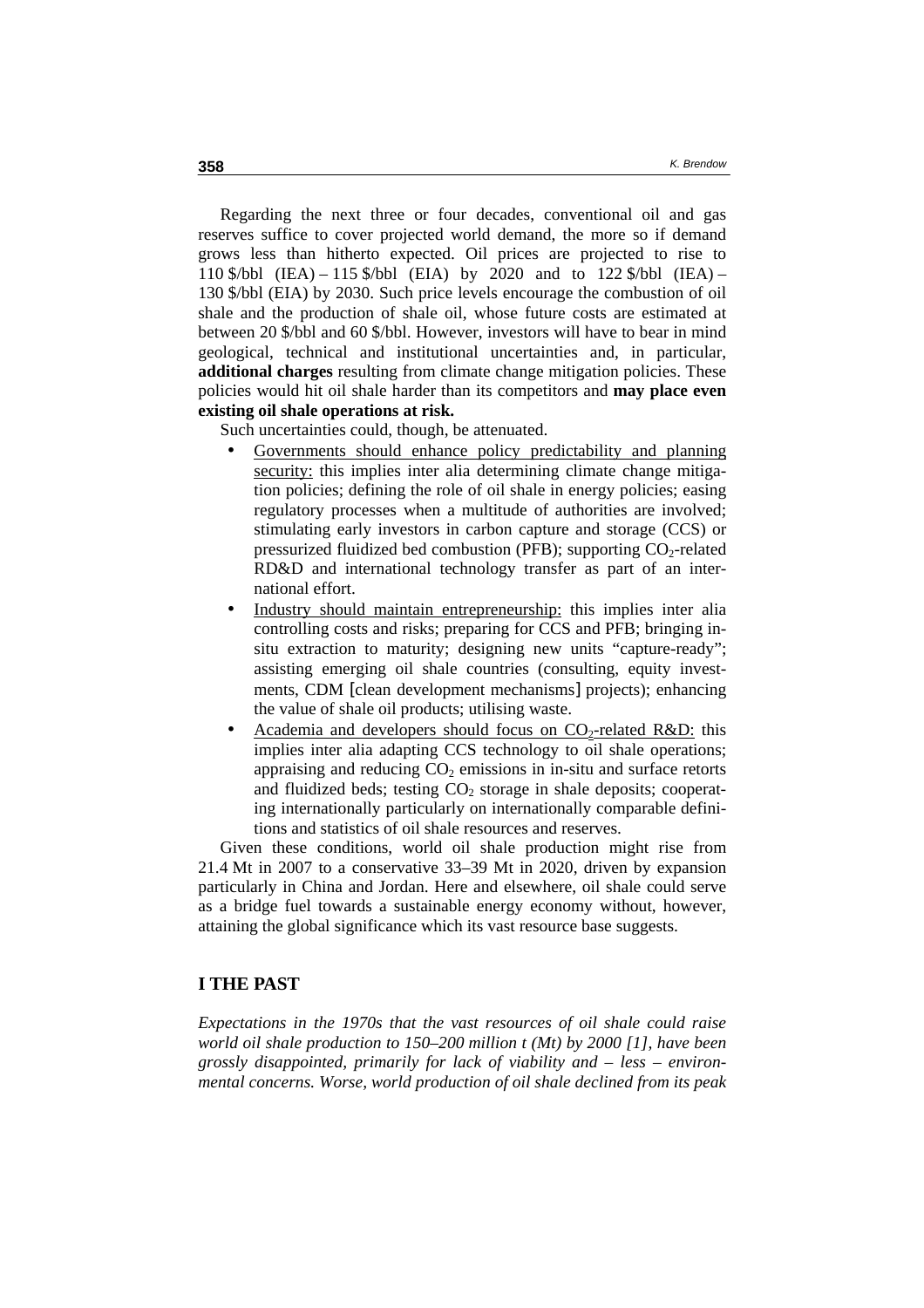Regarding the next three or four decades, conventional oil and gas reserves suffice to cover projected world demand, the more so if demand grows less than hitherto expected. Oil prices are projected to rise to 110 $/bbl (IEA) – 115 $/bbl (EIA) by 2020 and to 122 $/bbl (IEA) – 130 $/bbl (EIA) by 2030. Such price levels encourage the combustion of oil shale and the production of shale oil, whose future costs are estimated at between 20 $/bbl and 60 $/bbl. However, investors will have to bear in mind geological, technical and institutional uncertainties and, in particular, **additional charges** resulting from climate change mitigation policies. These policies would hit oil shale harder than its competitors and **may place even existing oil shale operations at risk.**

Such uncertainties could, though, be attenuated.

- Governments should enhance policy predictability and planning security: this implies inter alia determining climate change mitigation policies; defining the role of oil shale in energy policies; easing regulatory processes when a multitude of authorities are involved; stimulating early investors in carbon capture and storage (CCS) or pressurized fluidized bed combustion (PFB); supporting $CO_2$-related RD&D and international technology transfer as part of an international effort.
- Industry should maintain entrepreneurship: this implies inter alia controlling costs and risks; preparing for CCS and PFB; bringing in-situ extraction to maturity; designing new units "capture-ready"; assisting emerging oil shale countries (consulting, equity investments, CDM [clean development mechanisms] projects); enhancing the value of shale oil products; utilising waste.
- Academia and developers should focus on $CO_2$-related R&D: this implies inter alia adapting CCS technology to oil shale operations; appraising and reducing $CO_2$ emissions in in-situ and surface retorts and fluidized beds; testing $CO_2$ storage in shale deposits; cooperating internationally particularly on internationally comparable definitions and statistics of oil shale resources and reserves.

Given these conditions, world oil shale production might rise from 21.4 Mt in 2007 to a conservative 33–39 Mt in 2020, driven by expansion particularly in China and Jordan. Here and elsewhere, oil shale could serve as a bridge fuel towards a sustainable energy economy without, however, attaining the global significance which its vast resource base suggests.

## I THE PAST

*Expectations in the 1970s that the vast resources of oil shale could raise world oil shale production to 150–200 million t (Mt) by 2000 [1], have been grossly disappointed, primarily for lack of viability and – less – environmental concerns. Worse, world production of oil shale declined from its peak*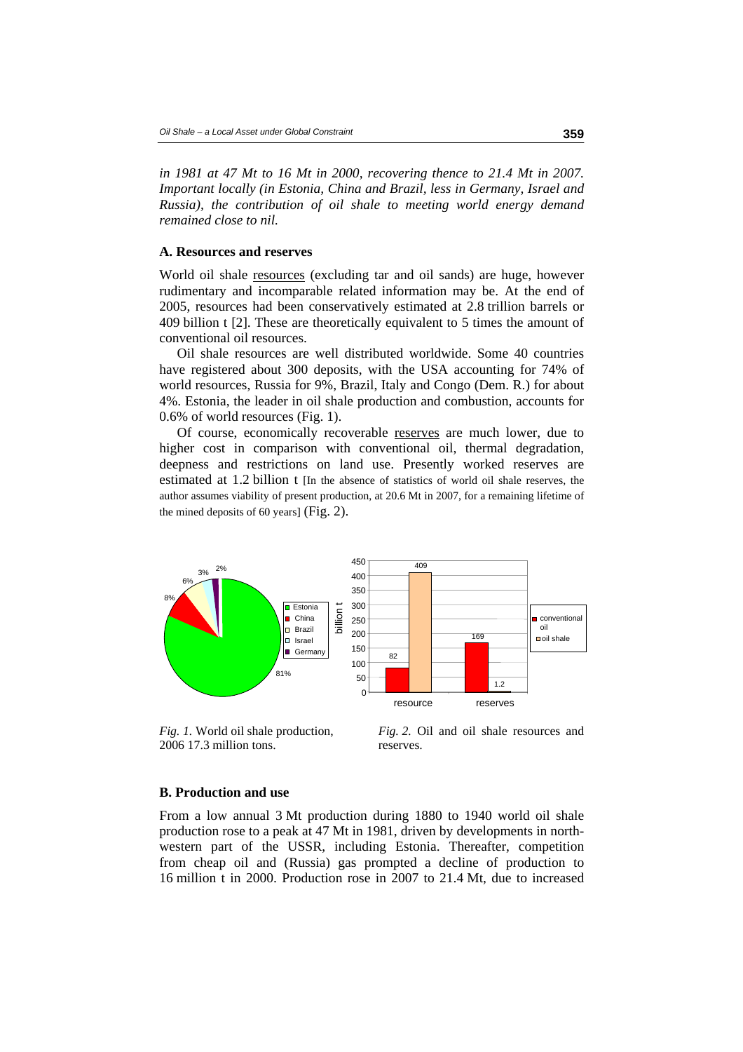*in 1981 at 47 Mt to 16 Mt in 2000, recovering thence to 21.4 Mt in 2007. Important locally (in Estonia, China and Brazil, less in Germany, Israel and Russia), the contribution of oil shale to meeting world energy demand remained close to nil.*

### A. Resources and reserves

World oil shale resources (excluding tar and oil sands) are huge, however rudimentary and incomparable related information may be. At the end of 2005, resources had been conservatively estimated at 2.8 trillion barrels or 409 billion t [2]. These are theoretically equivalent to 5 times the amount of conventional oil resources.

Oil shale resources are well distributed worldwide. Some 40 countries have registered about 300 deposits, with the USA accounting for 74% of world resources, Russia for 9%, Brazil, Italy and Congo (Dem. R.) for about 4%. Estonia, the leader in oil shale production and combustion, accounts for 0.6% of world resources (Fig. 1).

Of course, economically recoverable reserves are much lower, due to higher cost in comparison with conventional oil, thermal degradation, deepness and restrictions on land use. Presently worked reserves are estimated at 1.2 billion t [In the absence of statistics of world oil shale reserves, the author assumes viability of present production, at 20.6 Mt in 2007, for a remaining lifetime of the mined deposits of 60 years] (Fig. 2).

*Fig. 1.* World oil shale production, 2006 17.3 million tons.

*Fig. 2.* Oil and oil shale resources and reserves.

### B. Production and use

From a low annual 3 Mt production during 1880 to 1940 world oil shale production rose to a peak at 47 Mt in 1981, driven by developments in north-western part of the USSR, including Estonia. Thereafter, competition from cheap oil and (Russia) gas prompted a decline of production to 16 million t in 2000. Production rose in 2007 to 21.4 Mt, due to increased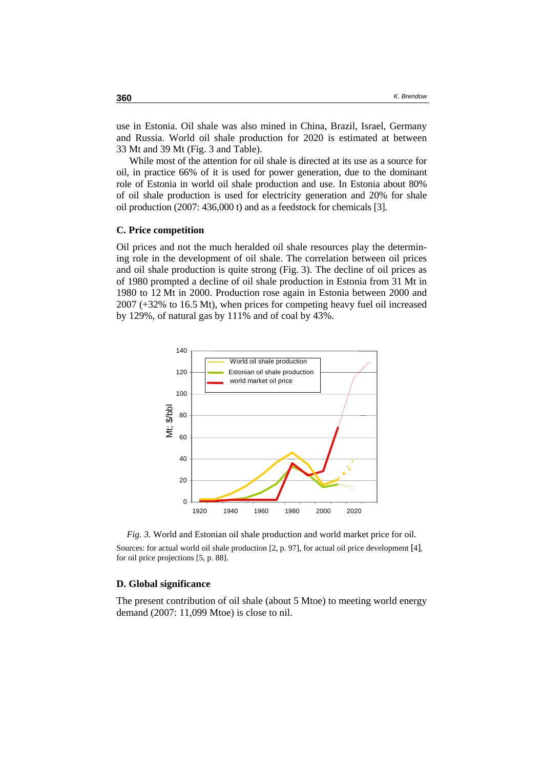use in Estonia. Oil shale was also mined in China, Brazil, Israel, Germany and Russia. World oil shale production for 2020 is estimated at between 33 Mt and 39 Mt (Fig. 3 and Table).

While most of the attention for oil shale is directed at its use as a source for oil, in practice 66% of it is used for power generation, due to the dominant role of Estonia in world oil shale production and use. In Estonia about 80% of oil shale production is used for electricity generation and 20% for shale oil production (2007: 436,000 t) and as a feedstock for chemicals [3].

### C. Price competition

Oil prices and not the much heralded oil shale resources play the determining role in the development of oil shale. The correlation between oil prices and oil shale production is quite strong (Fig. 3). The decline of oil prices as of 1980 prompted a decline of oil shale production in Estonia from 31 Mt in 1980 to 12 Mt in 2000. Production rose again in Estonia between 2000 and 2007 (+32% to 16.5 Mt), when prices for competing heavy fuel oil increased by 129%, of natural gas by 111% and of coal by 43%.

*Fig. 3.* World and Estonian oil shale production and world market price for oil.
Sources: for actual world oil shale production [2, p. 97], for actual oil price development [4], for oil price projections [5, p. 88].

### D. Global significance

The present contribution of oil shale (about 5 Mtoe) to meeting world energy demand (2007: 11,099 Mtoe) is close to nil.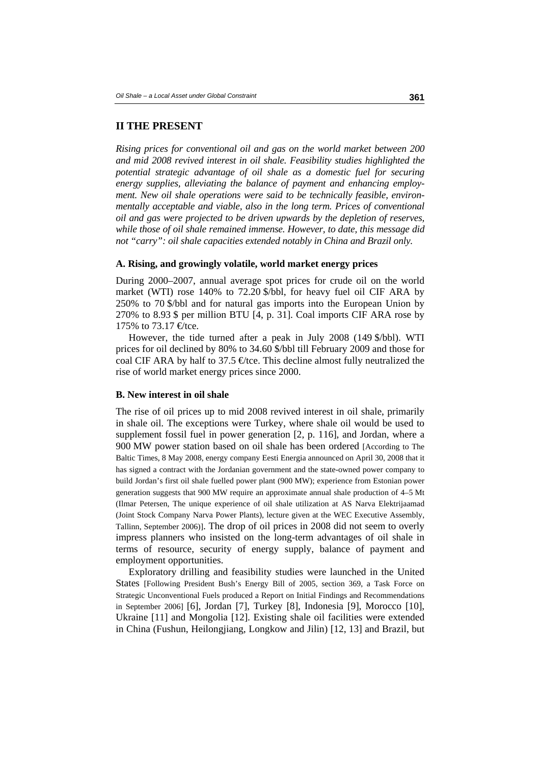## II THE PRESENT

*Rising prices for conventional oil and gas on the world market between 200 and mid 2008 revived interest in oil shale. Feasibility studies highlighted the potential strategic advantage of oil shale as a domestic fuel for securing energy supplies, alleviating the balance of payment and enhancing employment. New oil shale operations were said to be technically feasible, environmentally acceptable and viable, also in the long term. Prices of conventional oil and gas were projected to be driven upwards by the depletion of reserves, while those of oil shale remained immense. However, to date, this message did not "carry": oil shale capacities extended notably in China and Brazil only.*

### A. Rising, and growingly volatile, world market energy prices

During 2000–2007, annual average spot prices for crude oil on the world market (WTI) rose 140% to 72.20 $/bbl, for heavy fuel oil CIF ARA by 250% to 70 $/bbl and for natural gas imports into the European Union by 270% to 8.93 $ per million BTU [4, p. 31]. Coal imports CIF ARA rose by 175% to 73.17 €/tce.

However, the tide turned after a peak in July 2008 (149 $/bbl). WTI prices for oil declined by 80% to 34.60 $/bbl till February 2009 and those for coal CIF ARA by half to 37.5 €/tce. This decline almost fully neutralized the rise of world market energy prices since 2000.

### B. New interest in oil shale

The rise of oil prices up to mid 2008 revived interest in oil shale, primarily in shale oil. The exceptions were Turkey, where shale oil would be used to supplement fossil fuel in power generation [2, p. 116], and Jordan, where a 900 MW power station based on oil shale has been ordered [According to The Baltic Times, 8 May 2008, energy company Eesti Energia announced on April 30, 2008 that it has signed a contract with the Jordanian government and the state-owned power company to build Jordan's first oil shale fuelled power plant (900 MW); experience from Estonian power generation suggests that 900 MW require an approximate annual shale production of 4–5 Mt (Ilmar Petersen, The unique experience of oil shale utilization at AS Narva Elektrijaamad (Joint Stock Company Narva Power Plants), lecture given at the WEC Executive Assembly, Tallinn, September 2006)]. The drop of oil prices in 2008 did not seem to overly impress planners who insisted on the long-term advantages of oil shale in terms of resource, security of energy supply, balance of payment and employment opportunities.

Exploratory drilling and feasibility studies were launched in the United States [Following President Bush's Energy Bill of 2005, section 369, a Task Force on Strategic Unconventional Fuels produced a Report on Initial Findings and Recommendations in September 2006] [6], Jordan [7], Turkey [8], Indonesia [9], Morocco [10], Ukraine [11] and Mongolia [12]. Existing shale oil facilities were extended in China (Fushun, Heilongjiang, Longkow and Jilin) [12, 13] and Brazil, but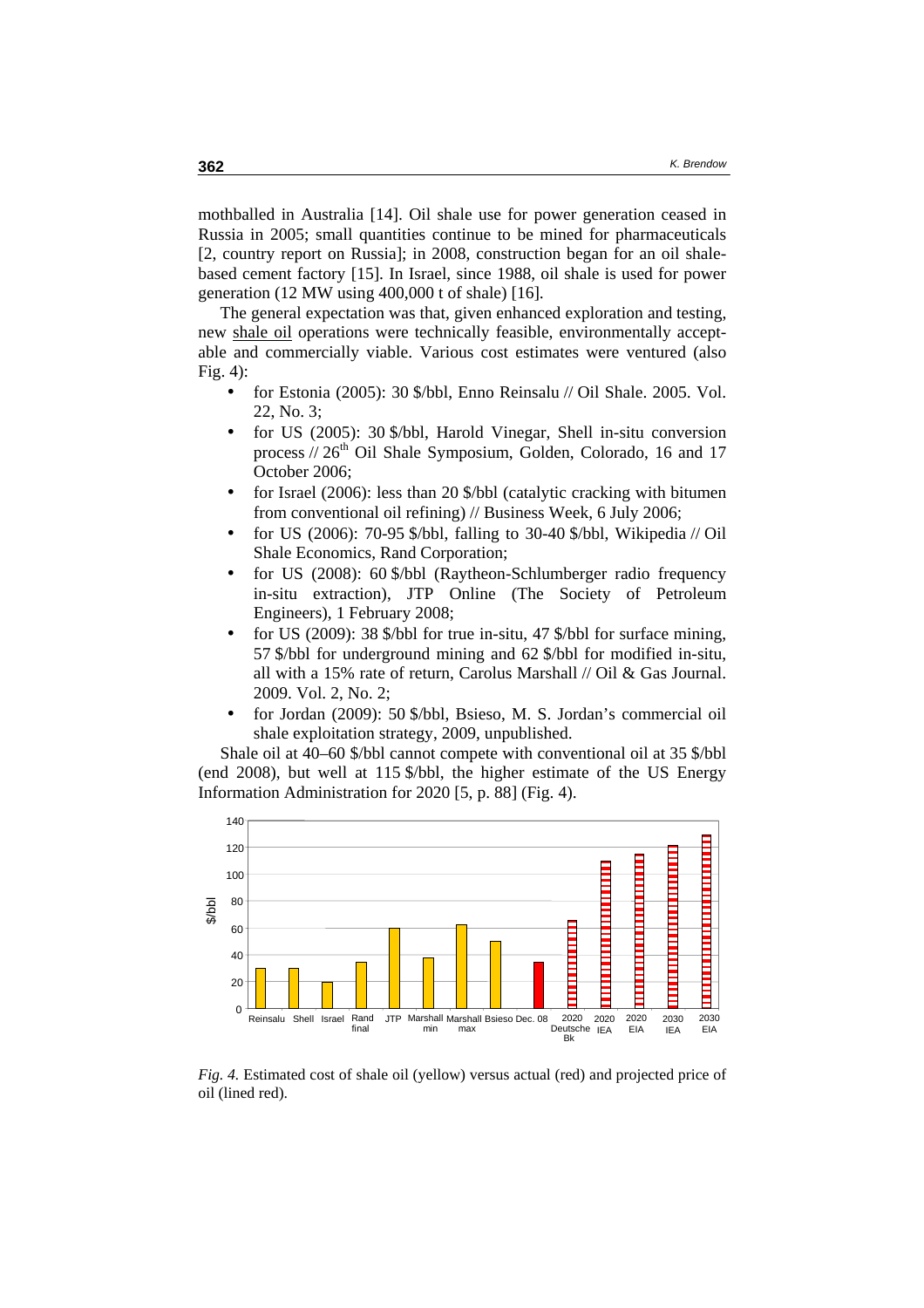mothballed in Australia [14]. Oil shale use for power generation ceased in Russia in 2005; small quantities continue to be mined for pharmaceuticals [2, country report on Russia]; in 2008, construction began for an oil shale-based cement factory [15]. In Israel, since 1988, oil shale is used for power generation (12 MW using 400,000 t of shale) [16].

The general expectation was that, given enhanced exploration and testing, new shale oil operations were technically feasible, environmentally acceptable and commercially viable. Various cost estimates were ventured (also Fig. 4):

- for Estonia (2005): 30 $/bbl, Enno Reinsalu // Oil Shale. 2005. Vol. 22, No. 3;
- for US (2005): 30 $/bbl, Harold Vinegar, Shell in-situ conversion process // 26th Oil Shale Symposium, Golden, Colorado, 16 and 17 October 2006;
- for Israel (2006): less than 20 $/bbl (catalytic cracking with bitumen from conventional oil refining) // Business Week, 6 July 2006;
- for US (2006): 70-95 $/bbl, falling to 30-40 $/bbl, Wikipedia // Oil Shale Economics, Rand Corporation;
- for US (2008): 60 $/bbl (Raytheon-Schlumberger radio frequency in-situ extraction), JTP Online (The Society of Petroleum Engineers), 1 February 2008;
- for US (2009): 38 $/bbl for true in-situ, 47 $/bbl for surface mining, 57 $/bbl for underground mining and 62 $/bbl for modified in-situ, all with a 15% rate of return, Carolus Marshall // Oil & Gas Journal. 2009. Vol. 2, No. 2;
- for Jordan (2009): 50 $/bbl, Bsieso, M. S. Jordan's commercial oil shale exploitation strategy, 2009, unpublished.

Shale oil at 40–60 $/bbl cannot compete with conventional oil at 35 $/bbl (end 2008), but well at 115 $/bbl, the higher estimate of the US Energy Information Administration for 2020 [5, p. 88] (Fig. 4).

*Fig. 4.* Estimated cost of shale oil (yellow) versus actual (red) and projected price of oil (lined red).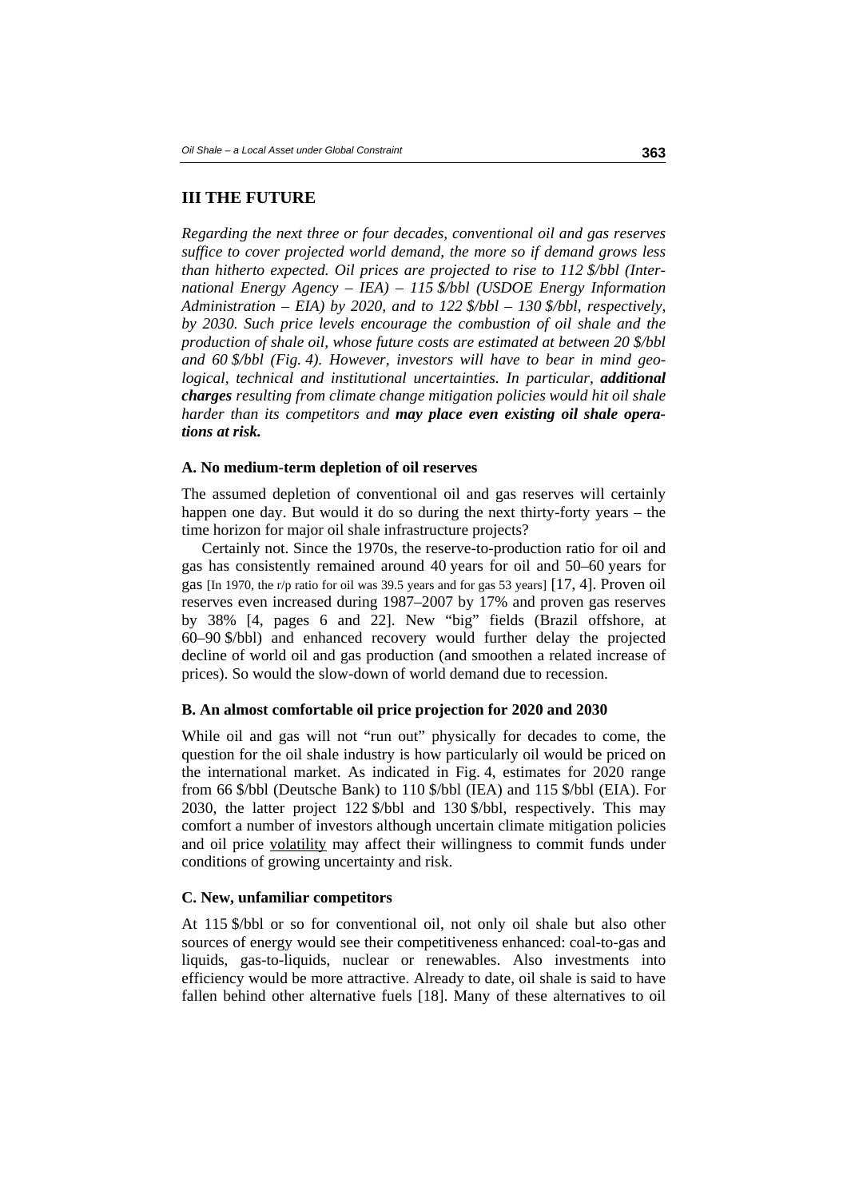## III THE FUTURE

*Regarding the next three or four decades, conventional oil and gas reserves suffice to cover projected world demand, the more so if demand grows less than hitherto expected. Oil prices are projected to rise to 112 $/bbl (International Energy Agency – IEA) – 115 $/bbl (USDOE Energy Information Administration – EIA) by 2020, and to 122 $/bbl – 130 $/bbl, respectively, by 2030. Such price levels encourage the combustion of oil shale and the production of shale oil, whose future costs are estimated at between 20 $/bbl and 60 $/bbl (Fig. 4). However, investors will have to bear in mind geological, technical and institutional uncertainties. In particular,* ***additional charges*** *resulting from climate change mitigation policies would hit oil shale harder than its competitors and* ***may place even existing oil shale operations at risk.***

### A. No medium-term depletion of oil reserves

The assumed depletion of conventional oil and gas reserves will certainly happen one day. But would it do so during the next thirty-forty years – the time horizon for major oil shale infrastructure projects?

Certainly not. Since the 1970s, the reserve-to-production ratio for oil and gas has consistently remained around 40 years for oil and 50–60 years for gas [In 1970, the r/p ratio for oil was 39.5 years and for gas 53 years] [17, 4]. Proven oil reserves even increased during 1987–2007 by 17% and proven gas reserves by 38% [4, pages 6 and 22]. New "big" fields (Brazil offshore, at 60–90 $/bbl) and enhanced recovery would further delay the projected decline of world oil and gas production (and smoothen a related increase of prices). So would the slow-down of world demand due to recession.

### B. An almost comfortable oil price projection for 2020 and 2030

While oil and gas will not "run out" physically for decades to come, the question for the oil shale industry is how particularly oil would be priced on the international market. As indicated in Fig. 4, estimates for 2020 range from 66 $/bbl (Deutsche Bank) to 110 $/bbl (IEA) and 115 $/bbl (EIA). For 2030, the latter project 122 $/bbl and 130 $/bbl, respectively. This may comfort a number of investors although uncertain climate mitigation policies and oil price volatility may affect their willingness to commit funds under conditions of growing uncertainty and risk.

### C. New, unfamiliar competitors

At 115 $/bbl or so for conventional oil, not only oil shale but also other sources of energy would see their competitiveness enhanced: coal-to-gas and liquids, gas-to-liquids, nuclear or renewables. Also investments into efficiency would be more attractive. Already to date, oil shale is said to have fallen behind other alternative fuels [18]. Many of these alternatives to oil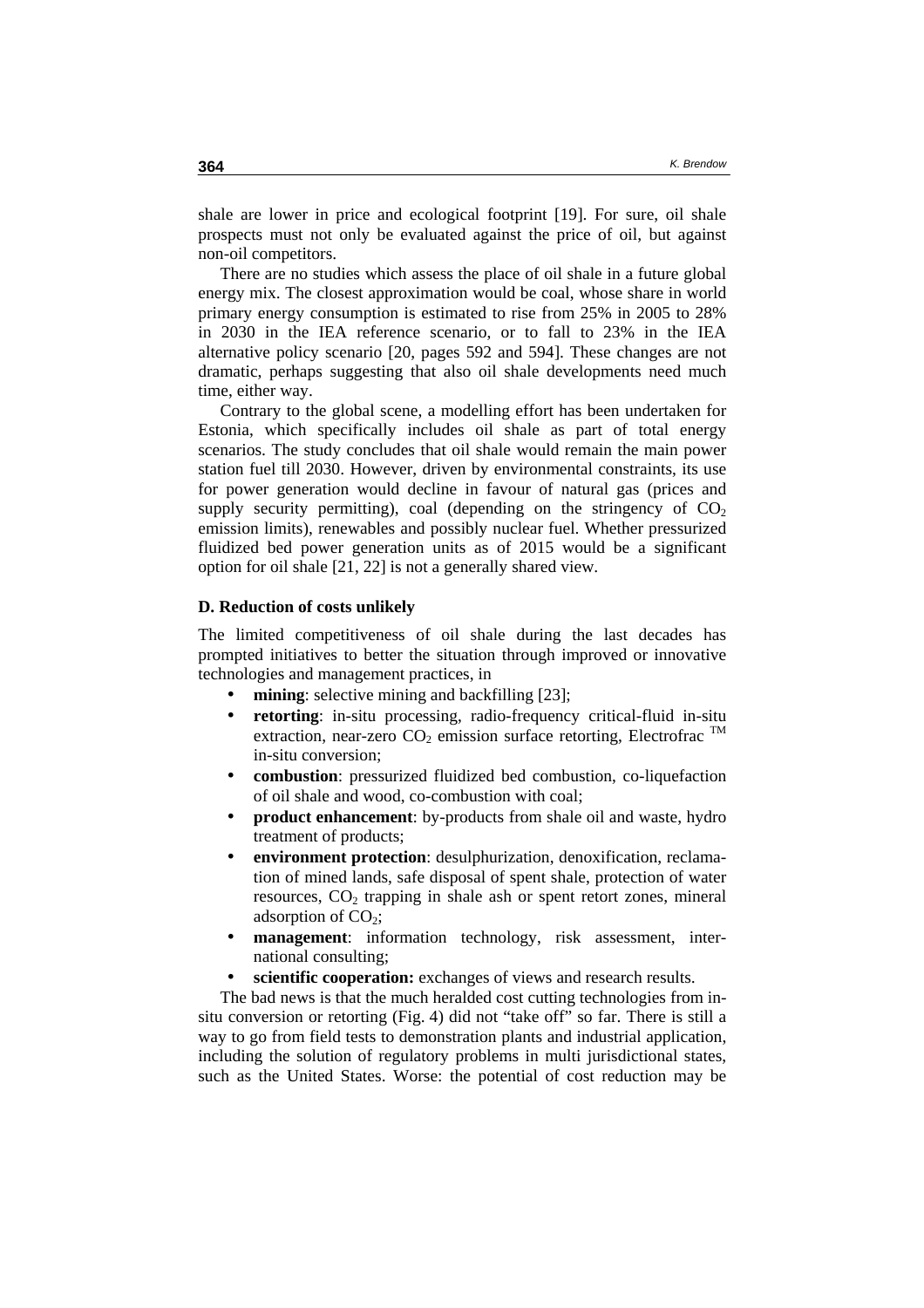shale are lower in price and ecological footprint [19]. For sure, oil shale prospects must not only be evaluated against the price of oil, but against non-oil competitors.

There are no studies which assess the place of oil shale in a future global energy mix. The closest approximation would be coal, whose share in world primary energy consumption is estimated to rise from 25% in 2005 to 28% in 2030 in the IEA reference scenario, or to fall to 23% in the IEA alternative policy scenario [20, pages 592 and 594]. These changes are not dramatic, perhaps suggesting that also oil shale developments need much time, either way.

Contrary to the global scene, a modelling effort has been undertaken for Estonia, which specifically includes oil shale as part of total energy scenarios. The study concludes that oil shale would remain the main power station fuel till 2030. However, driven by environmental constraints, its use for power generation would decline in favour of natural gas (prices and supply security permitting), coal (depending on the stringency of $CO_2$ emission limits), renewables and possibly nuclear fuel. Whether pressurized fluidized bed power generation units as of 2015 would be a significant option for oil shale [21, 22] is not a generally shared view.

**D. Reduction of costs unlikely**

The limited competitiveness of oil shale during the last decades has prompted initiatives to better the situation through improved or innovative technologies and management practices, in

- **mining**: selective mining and backfilling [23];
- **retorting**: in-situ processing, radio-frequency critical-fluid in-situ extraction, near-zero $CO_2$ emission surface retorting, Electrofrac ™ in-situ conversion;
- **combustion**: pressurized fluidized bed combustion, co-liquefaction of oil shale and wood, co-combustion with coal;
- **product enhancement**: by-products from shale oil and waste, hydro treatment of products;
- **environment protection**: desulphurization, denoxification, reclamation of mined lands, safe disposal of spent shale, protection of water resources, $CO_2$ trapping in shale ash or spent retort zones, mineral adsorption of $CO_2$;
- **management**: information technology, risk assessment, international consulting;
- **scientific cooperation:** exchanges of views and research results.

The bad news is that the much heralded cost cutting technologies from in-situ conversion or retorting (Fig. 4) did not "take off" so far. There is still a way to go from field tests to demonstration plants and industrial application, including the solution of regulatory problems in multi jurisdictional states, such as the United States. Worse: the potential of cost reduction may be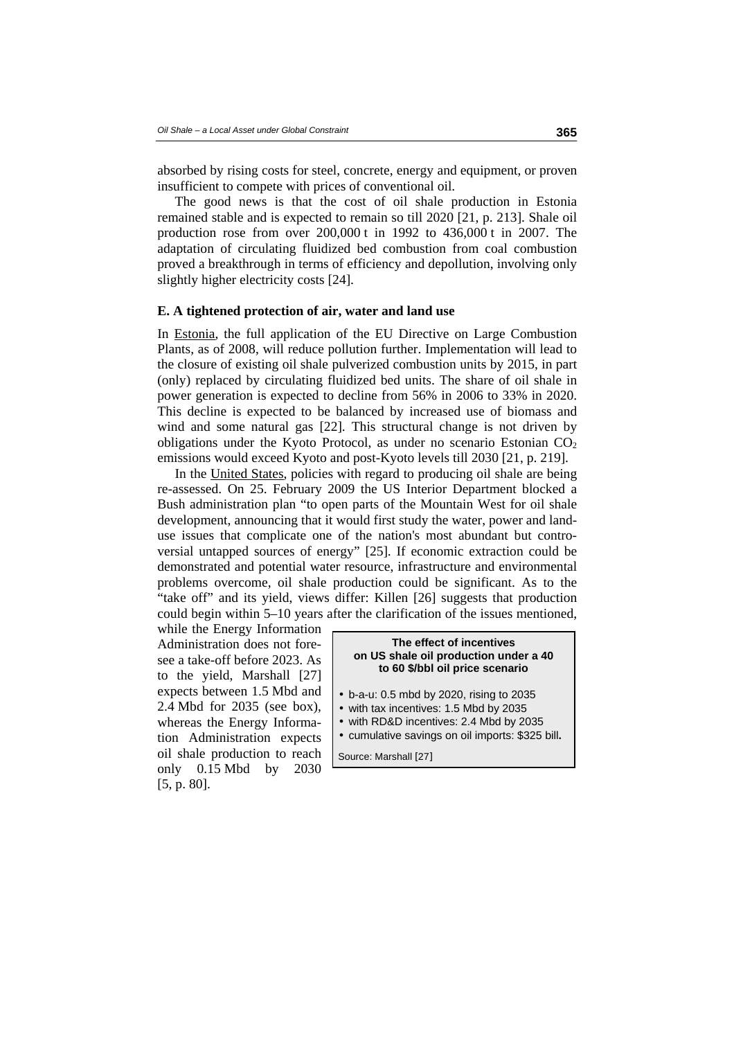absorbed by rising costs for steel, concrete, energy and equipment, or proven insufficient to compete with prices of conventional oil.

The good news is that the cost of oil shale production in Estonia remained stable and is expected to remain so till 2020 [21, p. 213]. Shale oil production rose from over 200,000 t in 1992 to 436,000 t in 2007. The adaptation of circulating fluidized bed combustion from coal combustion proved a breakthrough in terms of efficiency and depollution, involving only slightly higher electricity costs [24].

### E. A tightened protection of air, water and land use

In Estonia, the full application of the EU Directive on Large Combustion Plants, as of 2008, will reduce pollution further. Implementation will lead to the closure of existing oil shale pulverized combustion units by 2015, in part (only) replaced by circulating fluidized bed units. The share of oil shale in power generation is expected to decline from 56% in 2006 to 33% in 2020. This decline is expected to be balanced by increased use of biomass and wind and some natural gas [22]. This structural change is not driven by obligations under the Kyoto Protocol, as under no scenario Estonian $CO_2$ emissions would exceed Kyoto and post-Kyoto levels till 2030 [21, p. 219].

In the United States, policies with regard to producing oil shale are being re-assessed. On 25. February 2009 the US Interior Department blocked a Bush administration plan "to open parts of the Mountain West for oil shale development, announcing that it would first study the water, power and land-use issues that complicate one of the nation's most abundant but controversial untapped sources of energy" [25]. If economic extraction could be demonstrated and potential water resource, infrastructure and environmental problems overcome, oil shale production could be significant. As to the "take off" and its yield, views differ: Killen [26] suggests that production could begin within 5–10 years after the clarification of the issues mentioned, while the Energy Information Administration does not foresee a take-off before 2023. As to the yield, Marshall [27] expects between 1.5 Mbd and 2.4 Mbd for 2035 (see box), whereas the Energy Information Administration expects oil shale production to reach only 0.15 Mbd by 2030 [5, p. 80].

> **The effect of incentives on US shale oil production under a 40 to 60 $/bbl oil price scenario**
>
> - b-a-u: 0.5 mbd by 2020, rising to 2035
> - with tax incentives: 1.5 Mbd by 2035
> - with RD&D incentives: 2.4 Mbd by 2035
> - cumulative savings on oil imports: $325 bill**.**
>
> Source: Marshall [27]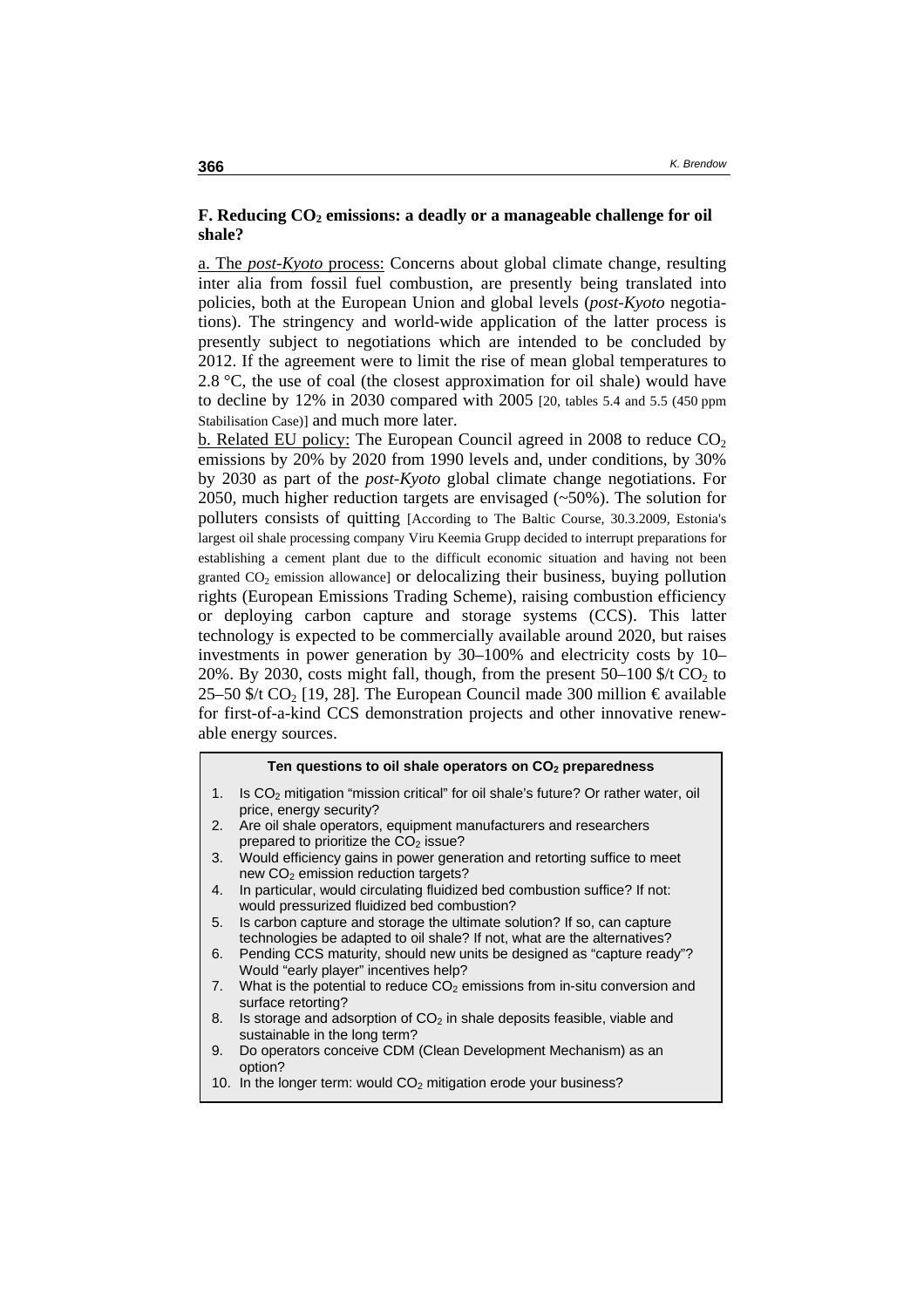### F. Reducing $CO_2$ emissions: a deadly or a manageable challenge for oil shale?

a. The *post-Kyoto* process: Concerns about global climate change, resulting inter alia from fossil fuel combustion, are presently being translated into policies, both at the European Union and global levels (*post-Kyoto* negotiations). The stringency and world-wide application of the latter process is presently subject to negotiations which are intended to be concluded by 2012. If the agreement were to limit the rise of mean global temperatures to 2.8 °C, the use of coal (the closest approximation for oil shale) would have to decline by 12% in 2030 compared with 2005 [20, tables 5.4 and 5.5 (450 ppm Stabilisation Case)] and much more later.

b. Related EU policy: The European Council agreed in 2008 to reduce $CO_2$ emissions by 20% by 2020 from 1990 levels and, under conditions, by 30% by 2030 as part of the *post-Kyoto* global climate change negotiations. For 2050, much higher reduction targets are envisaged (~50%). The solution for polluters consists of quitting [According to The Baltic Course, 30.3.2009, Estonia's largest oil shale processing company Viru Keemia Grupp decided to interrupt preparations for establishing a cement plant due to the difficult economic situation and having not been granted $CO_2$ emission allowance] or delocalizing their business, buying pollution rights (European Emissions Trading Scheme), raising combustion efficiency or deploying carbon capture and storage systems (CCS). This latter technology is expected to be commercially available around 2020, but raises investments in power generation by 30–100% and electricity costs by 10–20%. By 2030, costs might fall, though, from the present 50–100 \$/t $CO_2$ to 25–50 \$/t $CO_2$ [19, 28]. The European Council made 300 million € available for first-of-a-kind CCS demonstration projects and other innovative renewable energy sources.

**Ten questions to oil shale operators on $CO_2$ preparedness**

1. Is $CO_2$ mitigation "mission critical" for oil shale's future? Or rather water, oil price, energy security?
2. Are oil shale operators, equipment manufacturers and researchers prepared to prioritize the $CO_2$ issue?
3. Would efficiency gains in power generation and retorting suffice to meet new $CO_2$ emission reduction targets?
4. In particular, would circulating fluidized bed combustion suffice? If not: would pressurized fluidized bed combustion?
5. Is carbon capture and storage the ultimate solution? If so, can capture technologies be adapted to oil shale? If not, what are the alternatives?
6. Pending CCS maturity, should new units be designed as "capture ready"? Would "early player" incentives help?
7. What is the potential to reduce $CO_2$ emissions from in-situ conversion and surface retorting?
8. Is storage and adsorption of $CO_2$ in shale deposits feasible, viable and sustainable in the long term?
9. Do operators conceive CDM (Clean Development Mechanism) as an option?
10. In the longer term: would $CO_2$ mitigation erode your business?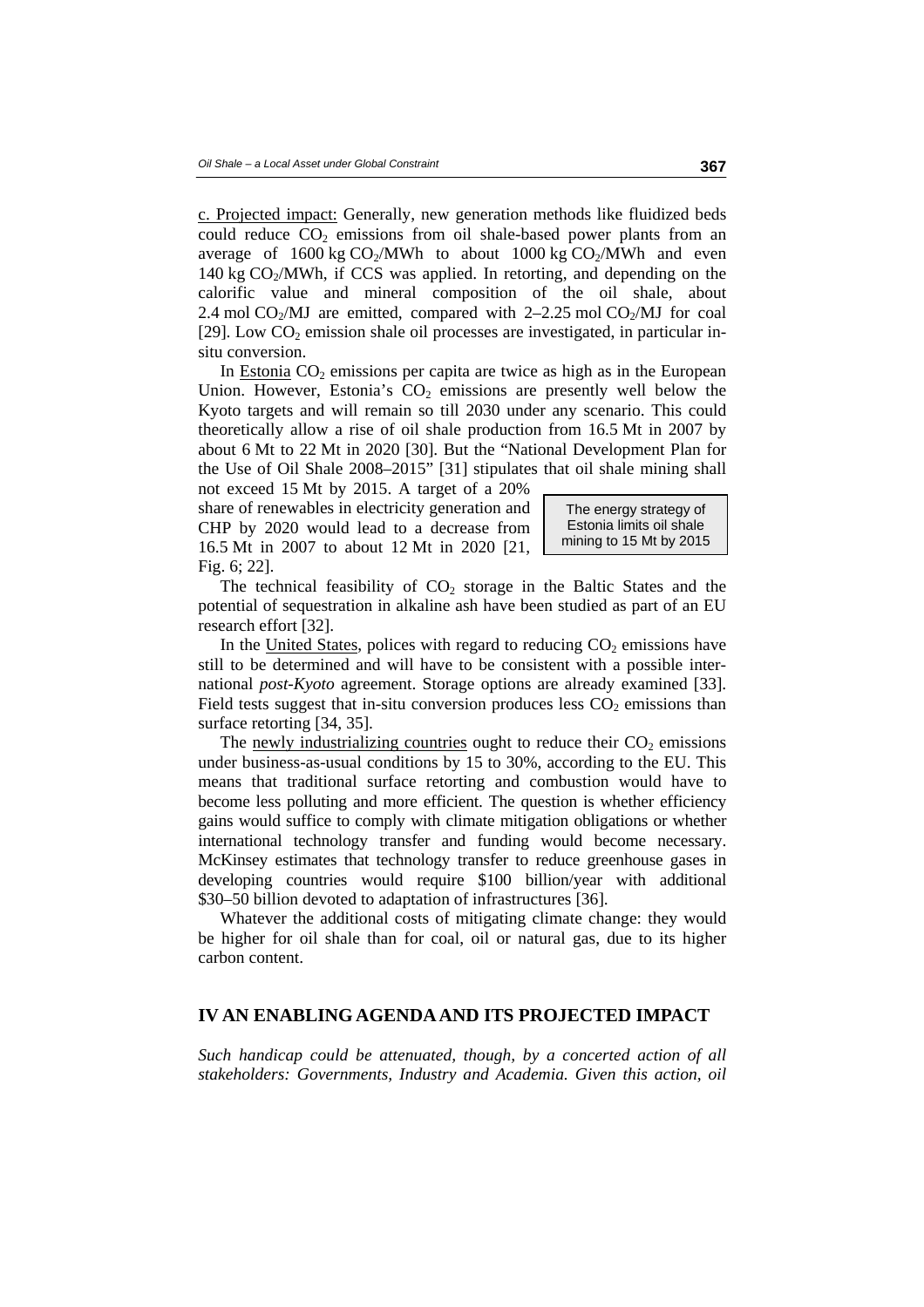c. Projected impact: Generally, new generation methods like fluidized beds could reduce $CO_2$ emissions from oil shale-based power plants from an average of 1600 kg $CO_2$/MWh to about 1000 kg $CO_2$/MWh and even 140 kg $CO_2$/MWh, if CCS was applied. In retorting, and depending on the calorific value and mineral composition of the oil shale, about 2.4 mol $CO_2$/MJ are emitted, compared with 2–2.25 mol $CO_2$/MJ for coal [29]. Low $CO_2$ emission shale oil processes are investigated, in particular in-situ conversion.

In Estonia $CO_2$ emissions per capita are twice as high as in the European Union. However, Estonia's $CO_2$ emissions are presently well below the Kyoto targets and will remain so till 2030 under any scenario. This could theoretically allow a rise of oil shale production from 16.5 Mt in 2007 by about 6 Mt to 22 Mt in 2020 [30]. But the "National Development Plan for the Use of Oil Shale 2008–2015" [31] stipulates that oil shale mining shall not exceed 15 Mt by 2015. A target of a 20% share of renewables in electricity generation and CHP by 2020 would lead to a decrease from 16.5 Mt in 2007 to about 12 Mt in 2020 [21, Fig. 6; 22].

> The energy strategy of Estonia limits oil shale mining to 15 Mt by 2015

The technical feasibility of $CO_2$ storage in the Baltic States and the potential of sequestration in alkaline ash have been studied as part of an EU research effort [32].

In the United States, polices with regard to reducing $CO_2$ emissions have still to be determined and will have to be consistent with a possible international *post-Kyoto* agreement. Storage options are already examined [33]. Field tests suggest that in-situ conversion produces less $CO_2$ emissions than surface retorting [34, 35].

The newly industrializing countries ought to reduce their $CO_2$ emissions under business-as-usual conditions by 15 to 30%, according to the EU. This means that traditional surface retorting and combustion would have to become less polluting and more efficient. The question is whether efficiency gains would suffice to comply with climate mitigation obligations or whether international technology transfer and funding would become necessary. McKinsey estimates that technology transfer to reduce greenhouse gases in developing countries would require \$100 billion/year with additional \$30–50 billion devoted to adaptation of infrastructures [36].

Whatever the additional costs of mitigating climate change: they would be higher for oil shale than for coal, oil or natural gas, due to its higher carbon content.

## IV AN ENABLING AGENDA AND ITS PROJECTED IMPACT

*Such handicap could be attenuated, though, by a concerted action of all stakeholders: Governments, Industry and Academia. Given this action, oil*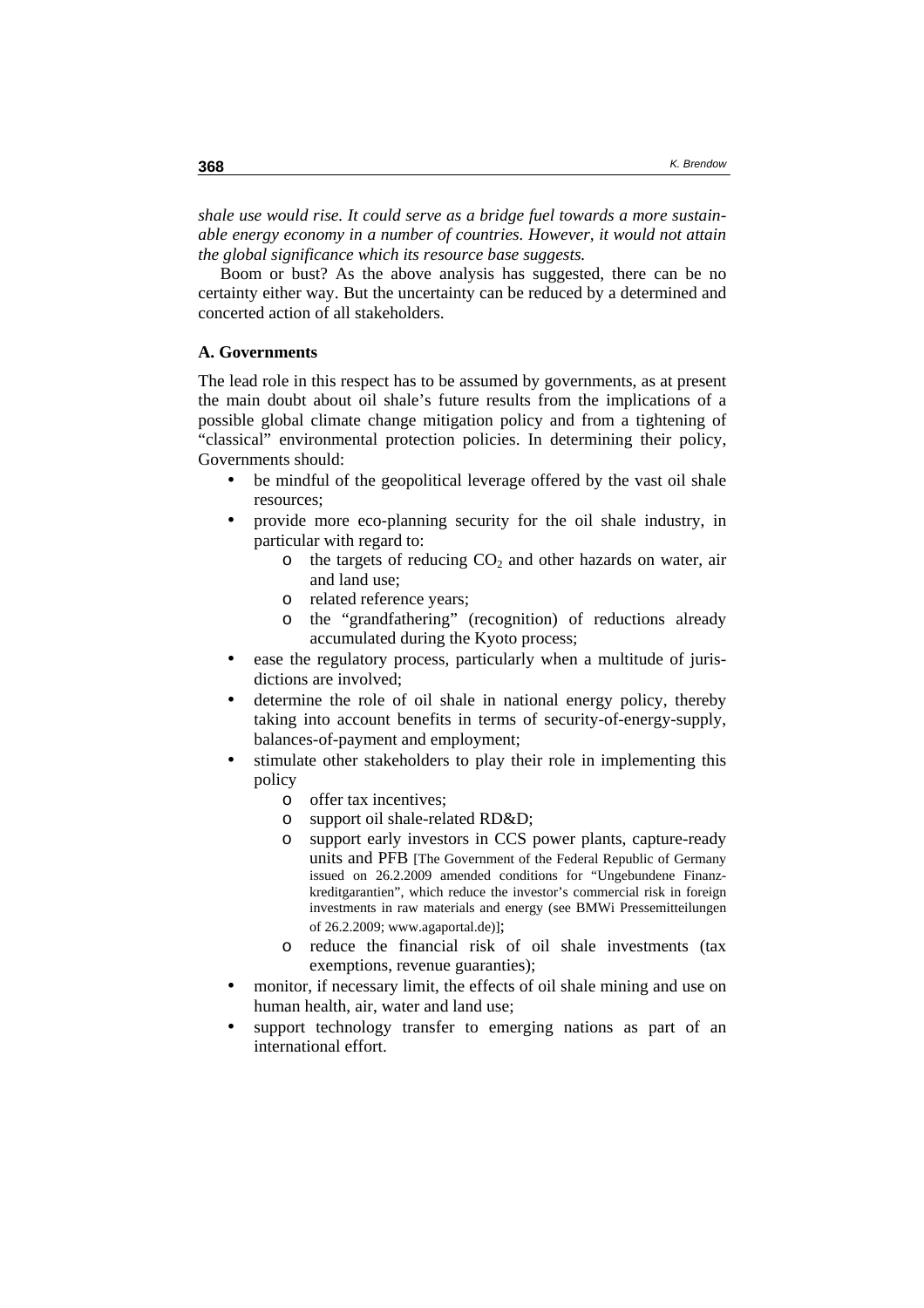*shale use would rise. It could serve as a bridge fuel towards a more sustainable energy economy in a number of countries. However, it would not attain the global significance which its resource base suggests.*

Boom or bust? As the above analysis has suggested, there can be no certainty either way. But the uncertainty can be reduced by a determined and concerted action of all stakeholders.

**A. Governments**

The lead role in this respect has to be assumed by governments, as at present the main doubt about oil shale's future results from the implications of a possible global climate change mitigation policy and from a tightening of "classical" environmental protection policies. In determining their policy, Governments should:

- be mindful of the geopolitical leverage offered by the vast oil shale resources;
- provide more eco-planning security for the oil shale industry, in particular with regard to:
  - the targets of reducing $CO_2$ and other hazards on water, air and land use;
  - related reference years;
  - the "grandfathering" (recognition) of reductions already accumulated during the Kyoto process;
- ease the regulatory process, particularly when a multitude of jurisdictions are involved;
- determine the role of oil shale in national energy policy, thereby taking into account benefits in terms of security-of-energy-supply, balances-of-payment and employment;
- stimulate other stakeholders to play their role in implementing this policy
  - offer tax incentives;
  - support oil shale-related RD&D;
  - support early investors in CCS power plants, capture-ready units and PFB [The Government of the Federal Republic of Germany issued on 26.2.2009 amended conditions for "Ungebundene Finanzkreditgarantien", which reduce the investor's commercial risk in foreign investments in raw materials and energy (see BMWi Pressemitteilungen of 26.2.2009; www.agaportal.de)];
  - reduce the financial risk of oil shale investments (tax exemptions, revenue guaranties);
- monitor, if necessary limit, the effects of oil shale mining and use on human health, air, water and land use;
- support technology transfer to emerging nations as part of an international effort.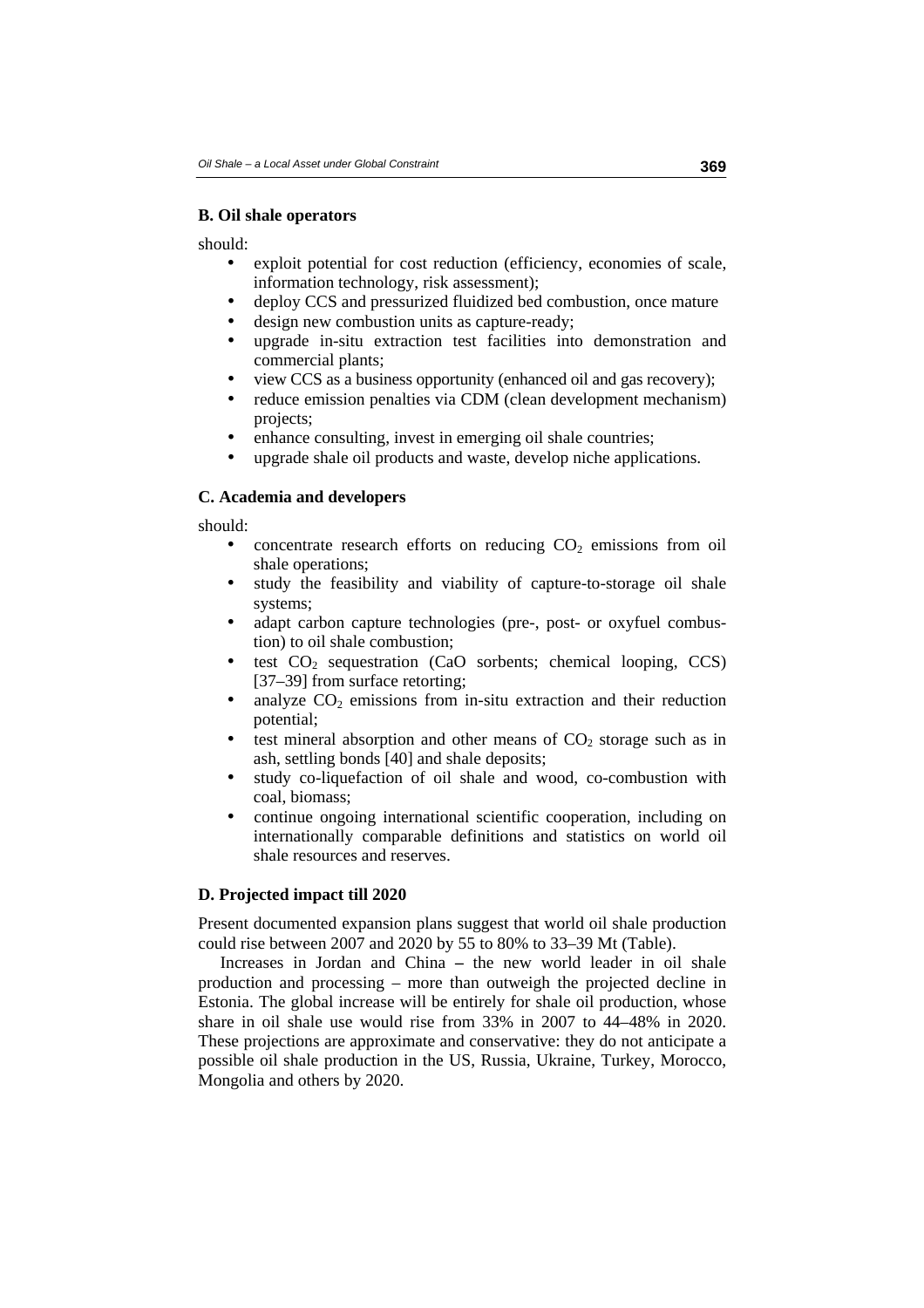### B. Oil shale operators

should:

- exploit potential for cost reduction (efficiency, economies of scale, information technology, risk assessment);
- deploy CCS and pressurized fluidized bed combustion, once mature
- design new combustion units as capture-ready;
- upgrade in-situ extraction test facilities into demonstration and commercial plants;
- view CCS as a business opportunity (enhanced oil and gas recovery);
- reduce emission penalties via CDM (clean development mechanism) projects;
- enhance consulting, invest in emerging oil shale countries;
- upgrade shale oil products and waste, develop niche applications.

### C. Academia and developers

should:

- concentrate research efforts on reducing $CO_2$ emissions from oil shale operations;
- study the feasibility and viability of capture-to-storage oil shale systems;
- adapt carbon capture technologies (pre-, post- or oxyfuel combustion) to oil shale combustion;
- test $CO_2$ sequestration (CaO sorbents; chemical looping, CCS) [37–39] from surface retorting;
- analyze $CO_2$ emissions from in-situ extraction and their reduction potential;
- test mineral absorption and other means of $CO_2$ storage such as in ash, settling bonds [40] and shale deposits;
- study co-liquefaction of oil shale and wood, co-combustion with coal, biomass;
- continue ongoing international scientific cooperation, including on internationally comparable definitions and statistics on world oil shale resources and reserves.

### D. Projected impact till 2020

Present documented expansion plans suggest that world oil shale production could rise between 2007 and 2020 by 55 to 80% to 33–39 Mt (Table).

Increases in Jordan and China – the new world leader in oil shale production and processing – more than outweigh the projected decline in Estonia. The global increase will be entirely for shale oil production, whose share in oil shale use would rise from 33% in 2007 to 44–48% in 2020. These projections are approximate and conservative: they do not anticipate a possible oil shale production in the US, Russia, Ukraine, Turkey, Morocco, Mongolia and others by 2020.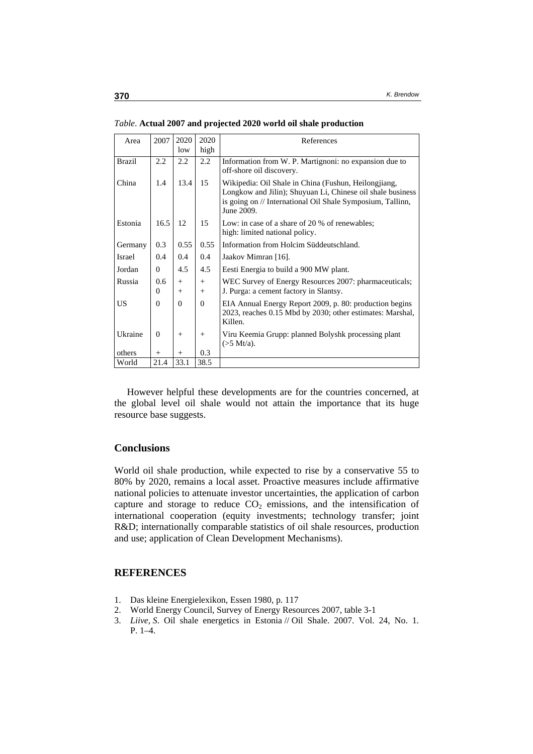*Table*. **Actual 2007 and projected 2020 world oil shale production**

| Area | 2007 | 2020 low | 2020 high | References |
|---|---|---|---|---|
| Brazil | 2.2 | 2.2 | 2.2 | Information from W. P. Martignoni: no expansion due to off-shore oil discovery. |
| China | 1.4 | 13.4 | 15 | Wikipedia: Oil Shale in China (Fushun, Heilongjiang, Longkow and Jilin); Shuyuan Li, Chinese oil shale business is going on // International Oil Shale Symposium, Tallinn, June 2009. |
| Estonia | 16.5 | 12 | 15 | Low: in case of a share of 20 % of renewables; high: limited national policy. |
| Germany | 0.3 | 0.55 | 0.55 | Information from Holcim Süddeutschland. |
| Israel | 0.4 | 0.4 | 0.4 | Jaakov Mimran [16]. |
| Jordan | 0 | 4.5 | 4.5 | Eesti Energia to build a 900 MW plant. |
| Russia | 0.6<br>0 | +<br>+ | +<br>+ | WEC Survey of Energy Resources 2007: pharmaceuticals; J. Purga: a cement factory in Slantsy. |
| US | 0 | 0 | 0 | EIA Annual Energy Report 2009, p. 80: production begins 2023, reaches 0.15 Mbd by 2030; other estimates: Marshal, Killen. |
| Ukraine | 0 | + | + | Viru Keemia Grupp: planned Bolyshk processing plant (>5 Mt/a). |
| others | + | + | 0.3 | |
| World | 21.4 | 33.1 | 38.5 | |

However helpful these developments are for the countries concerned, at the global level oil shale would not attain the importance that its huge resource base suggests.

## Conclusions

World oil shale production, while expected to rise by a conservative 55 to 80% by 2020, remains a local asset. Proactive measures include affirmative national policies to attenuate investor uncertainties, the application of carbon capture and storage to reduce $CO_2$ emissions, and the intensification of international cooperation (equity investments; technology transfer; joint R&D; internationally comparable statistics of oil shale resources, production and use; application of Clean Development Mechanisms).

## REFERENCES

1. Das kleine Energielexikon, Essen 1980, p. 117
2. World Energy Council, Survey of Energy Resources 2007, table 3-1
3. *Liive, S.* Oil shale energetics in Estonia // Oil Shale. 2007. Vol. 24, No. 1. P. 1–4.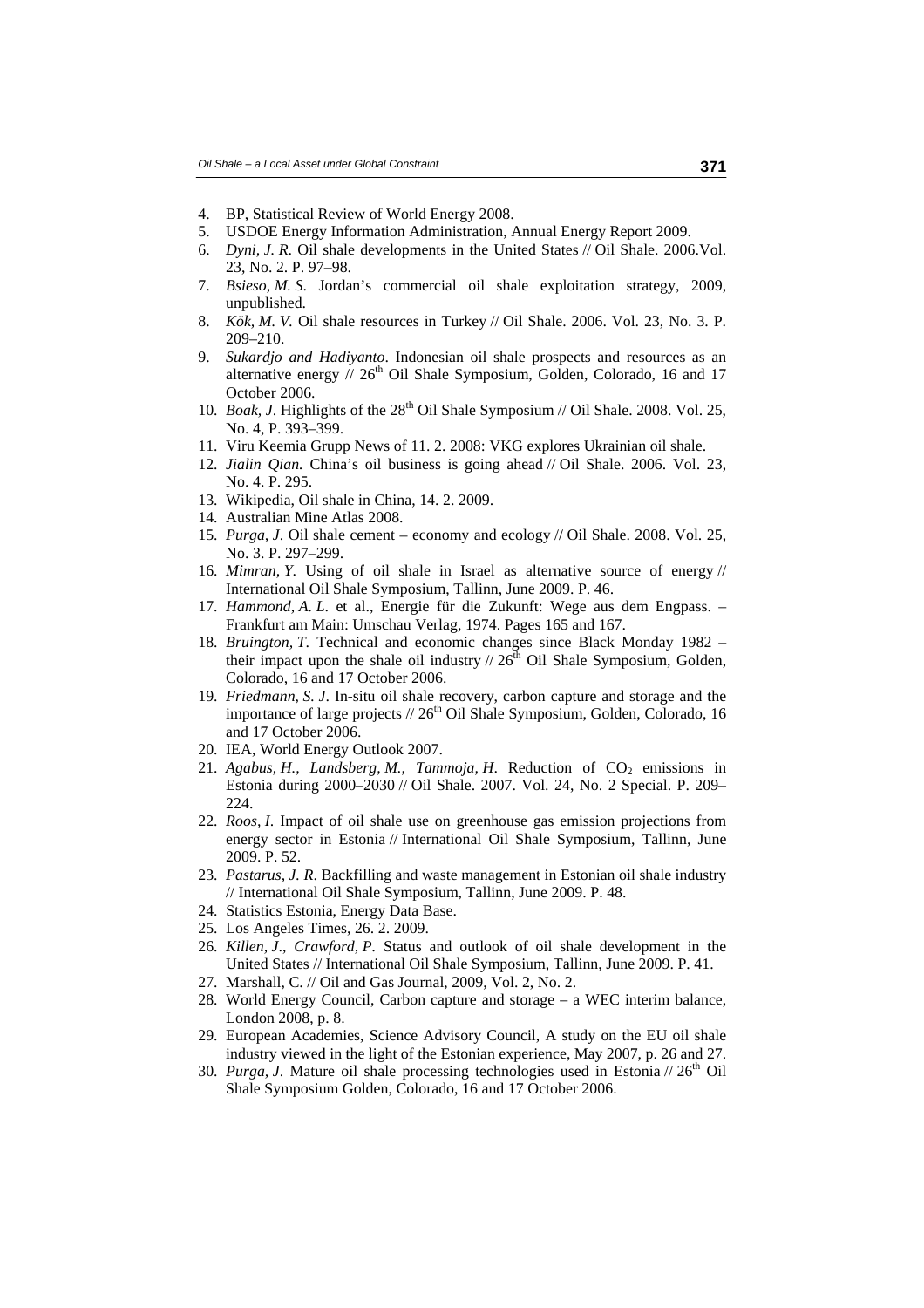4. BP, Statistical Review of World Energy 2008.
5. USDOE Energy Information Administration, Annual Energy Report 2009.
6. *Dyni, J. R.* Oil shale developments in the United States // Oil Shale. 2006.Vol. 23, No. 2. P. 97–98.
7. *Bsieso, M. S.* Jordan's commercial oil shale exploitation strategy, 2009, unpublished.
8. *Kök, M. V.* Oil shale resources in Turkey // Oil Shale. 2006. Vol. 23, No. 3. P. 209–210.
9. *Sukardjo and Hadiyanto*. Indonesian oil shale prospects and resources as an alternative energy // 26th Oil Shale Symposium, Golden, Colorado, 16 and 17 October 2006.
10. *Boak, J.* Highlights of the 28th Oil Shale Symposium // Oil Shale. 2008. Vol. 25, No. 4, P. 393–399.
11. Viru Keemia Grupp News of 11. 2. 2008: VKG explores Ukrainian oil shale.
12. *Jialin Qian.* China's oil business is going ahead // Oil Shale. 2006. Vol. 23, No. 4. P. 295.
13. Wikipedia, Oil shale in China, 14. 2. 2009.
14. Australian Mine Atlas 2008.
15. *Purga, J.* Oil shale cement – economy and ecology // Oil Shale. 2008. Vol. 25, No. 3. P. 297–299.
16. *Mimran, Y.* Using of oil shale in Israel as alternative source of energy // International Oil Shale Symposium, Tallinn, June 2009. P. 46.
17. *Hammond, A. L.* et al., Energie für die Zukunft: Wege aus dem Engpass. – Frankfurt am Main: Umschau Verlag, 1974. Pages 165 and 167.
18. *Bruington, T.* Technical and economic changes since Black Monday 1982 – their impact upon the shale oil industry // 26th Oil Shale Symposium, Golden, Colorado, 16 and 17 October 2006.
19. *Friedmann, S. J.* In-situ oil shale recovery, carbon capture and storage and the importance of large projects // 26th Oil Shale Symposium, Golden, Colorado, 16 and 17 October 2006.
20. IEA, World Energy Outlook 2007.
21. *Agabus, H., Landsberg, M., Tammoja, H.* Reduction of $CO_2$ emissions in Estonia during 2000–2030 // Oil Shale. 2007. Vol. 24, No. 2 Special. P. 209–224.
22. *Roos, I.* Impact of oil shale use on greenhouse gas emission projections from energy sector in Estonia // International Oil Shale Symposium, Tallinn, June 2009. P. 52.
23. *Pastarus, J. R.* Backfilling and waste management in Estonian oil shale industry // International Oil Shale Symposium, Tallinn, June 2009. P. 48.
24. Statistics Estonia, Energy Data Base.
25. Los Angeles Times, 26. 2. 2009.
26. *Killen, J., Crawford, P.* Status and outlook of oil shale development in the United States // International Oil Shale Symposium, Tallinn, June 2009. P. 41.
27. Marshall, C. // Oil and Gas Journal, 2009, Vol. 2, No. 2.
28. World Energy Council, Carbon capture and storage – a WEC interim balance, London 2008, p. 8.
29. European Academies, Science Advisory Council, A study on the EU oil shale industry viewed in the light of the Estonian experience, May 2007, p. 26 and 27.
30. *Purga, J.* Mature oil shale processing technologies used in Estonia // 26th Oil Shale Symposium Golden, Colorado, 16 and 17 October 2006.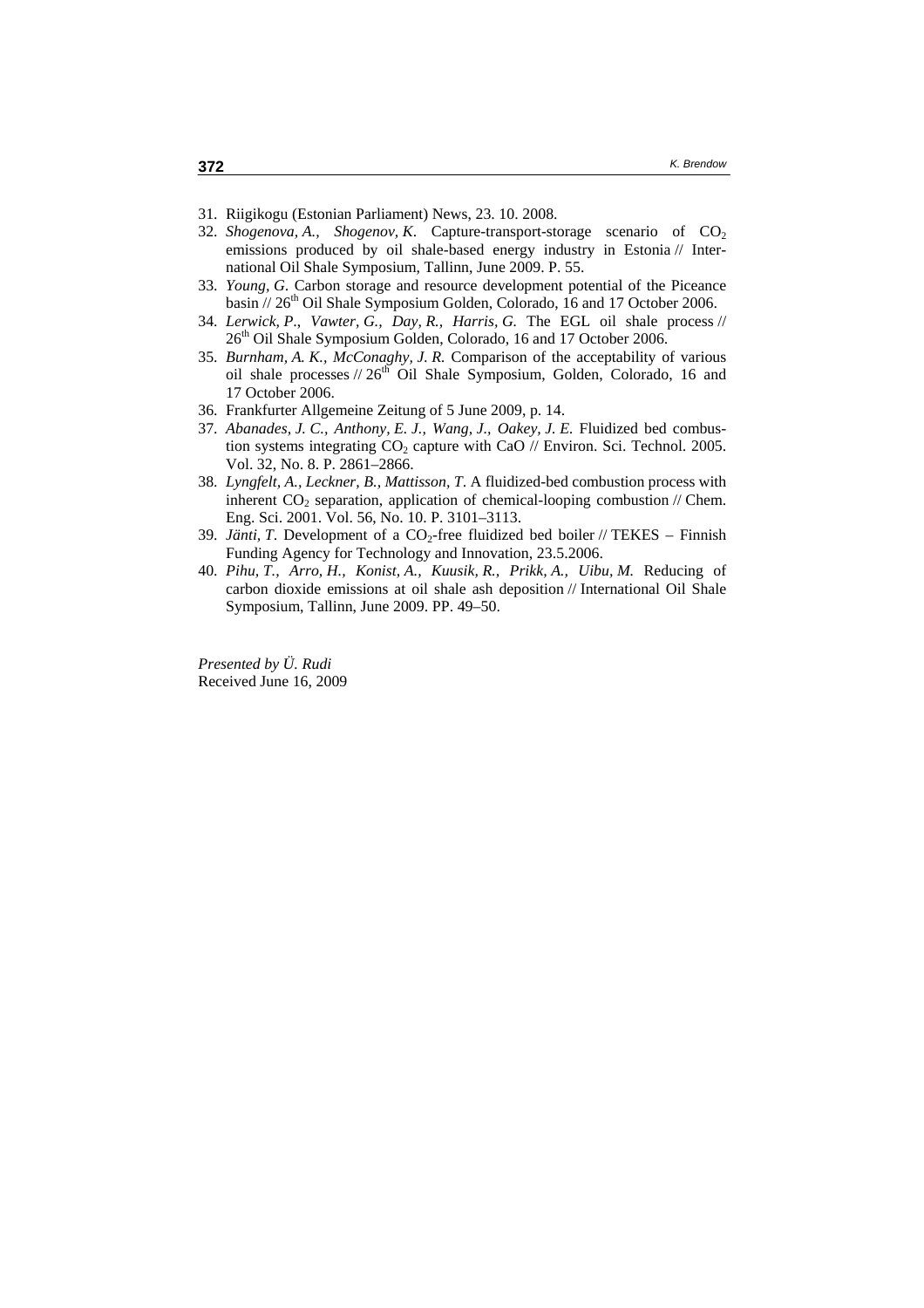31. Riigikogu (Estonian Parliament) News, 23. 10. 2008.
32. *Shogenova, A., Shogenov, K.* Capture-transport-storage scenario of $CO_2$ emissions produced by oil shale-based energy industry in Estonia // International Oil Shale Symposium, Tallinn, June 2009. P. 55.
33. *Young, G.* Carbon storage and resource development potential of the Piceance basin // 26th Oil Shale Symposium Golden, Colorado, 16 and 17 October 2006.
34. *Lerwick, P., Vawter, G., Day, R., Harris, G.* The EGL oil shale process // 26th Oil Shale Symposium Golden, Colorado, 16 and 17 October 2006.
35. *Burnham, A. K., McConaghy, J. R.* Comparison of the acceptability of various oil shale processes // 26th Oil Shale Symposium, Golden, Colorado, 16 and 17 October 2006.
36. Frankfurter Allgemeine Zeitung of 5 June 2009, p. 14.
37. *Abanades, J. C., Anthony, E. J., Wang, J., Oakey, J. E.* Fluidized bed combustion systems integrating $CO_2$ capture with CaO // Environ. Sci. Technol. 2005. Vol. 32, No. 8. P. 2861–2866.
38. *Lyngfelt, A., Leckner, B., Mattisson, T.* A fluidized-bed combustion process with inherent $CO_2$ separation, application of chemical-looping combustion // Chem. Eng. Sci. 2001. Vol. 56, No. 10. P. 3101–3113.
39. *Jänti, T.* Development of a $CO_2$-free fluidized bed boiler // TEKES – Finnish Funding Agency for Technology and Innovation, 23.5.2006.
40. *Pihu, T., Arro, H., Konist, A., Kuusik, R., Prikk, A., Uibu, M.* Reducing of carbon dioxide emissions at oil shale ash deposition // International Oil Shale Symposium, Tallinn, June 2009. PP. 49–50.

*Presented by Ü. Rudi*
Received June 16, 2009